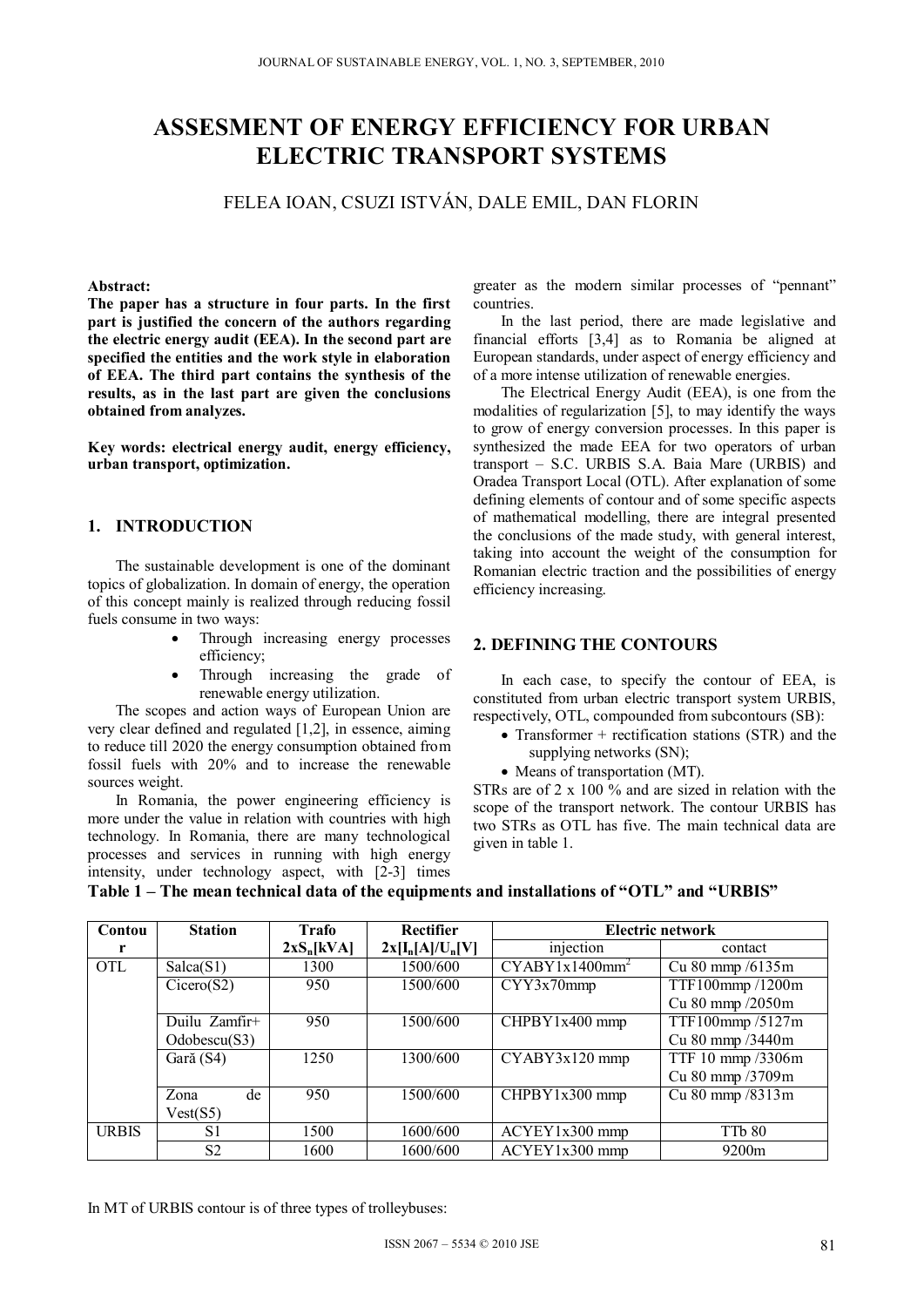# ASSESMENT OF ENERGY EFFICIENCY FOR URBAN ELECTRIC TRANSPORT SYSTEMS

FELEA IOAN, CSUZI ISTVÁN, DALE EMIL, DAN FLORIN

**Abstract:**
**The paper has a structure in four parts. In the first part is justified the concern of the authors regarding the electric energy audit (EEA). In the second part are specified the entities and the work style in elaboration of EEA. The third part contains the synthesis of the results, as in the last part are given the conclusions obtained from analyzes.**

**Key words: electrical energy audit, energy efficiency, urban transport, optimization.**

## 1. INTRODUCTION

The sustainable development is one of the dominant topics of globalization. In domain of energy, the operation of this concept mainly is realized through reducing fossil fuels consume in two ways:

- Through increasing energy processes efficiency;
- Through increasing the grade of renewable energy utilization.

The scopes and action ways of European Union are very clear defined and regulated [1,2], in essence, aiming to reduce till 2020 the energy consumption obtained from fossil fuels with 20% and to increase the renewable sources weight.

In Romania, the power engineering efficiency is more under the value in relation with countries with high technology. In Romania, there are many technological processes and services in running with high energy intensity, under technology aspect, with [2-3] times greater as the modern similar processes of "pennant" countries.

In the last period, there are made legislative and financial efforts [3,4] as to Romania be aligned at European standards, under aspect of energy efficiency and of a more intense utilization of renewable energies.

The Electrical Energy Audit (EEA), is one from the modalities of regularization [5], to may identify the ways to grow of energy conversion processes. In this paper is synthesized the made EEA for two operators of urban transport – S.C. URBIS S.A. Baia Mare (URBIS) and Oradea Transport Local (OTL). After explanation of some defining elements of contour and of some specific aspects of mathematical modelling, there are integral presented the conclusions of the made study, with general interest, taking into account the weight of the consumption for Romanian electric traction and the possibilities of energy efficiency increasing.

## 2. DEFINING THE CONTOURS

In each case, to specify the contour of EEA, is constituted from urban electric transport system URBIS, respectively, OTL, compounded from subcontours (SB):

- Transformer + rectification stations (STR) and the supplying networks (SN);
- Means of transportation (MT).

STRs are of 2 x 100 % and are sized in relation with the scope of the transport network. The contour URBIS has two STRs as OTL has five. The main technical data are given in table 1.

**Table 1 – The mean technical data of the equipments and installations of "OTL" and "URBIS"**

| Contour | Station | Trafo $2xS_n[kVA]$ | Rectifier $2x[I_n[A]/U_n[V]$ | Electric network | |
|---|---|---|---|---|---|
| | | | | injection | contact |
| OTL | Salca(S1) | 1300 | 1500/600 | CYABY1x1400mm$^2$ | Cu 80 mmp /6135m |
| | Cicero(S2) | 950 | 1500/600 | CYY3x70mmp | TTF100mmp /1200m<br>Cu 80 mmp /2050m |
| | Duilu Zamfir+ Odobescu(S3) | 950 | 1500/600 | CHPBY1x400 mmp | TTF100mmp /5127m<br>Cu 80 mmp /3440m |
| | Gară (S4) | 1250 | 1300/600 | CYABY3x120 mmp | TTF 10 mmp /3306m<br>Cu 80 mmp /3709m |
| | Zona de Vest(S5) | 950 | 1500/600 | CHPBY1x300 mmp | Cu 80 mmp /8313m |
| URBIS | S1 | 1500 | 1600/600 | ACYEY1x300 mmp | TTb 80 |
| | S2 | 1600 | 1600/600 | ACYEY1x300 mmp | 9200m |

In MT of URBIS contour is of three types of trolleybuses: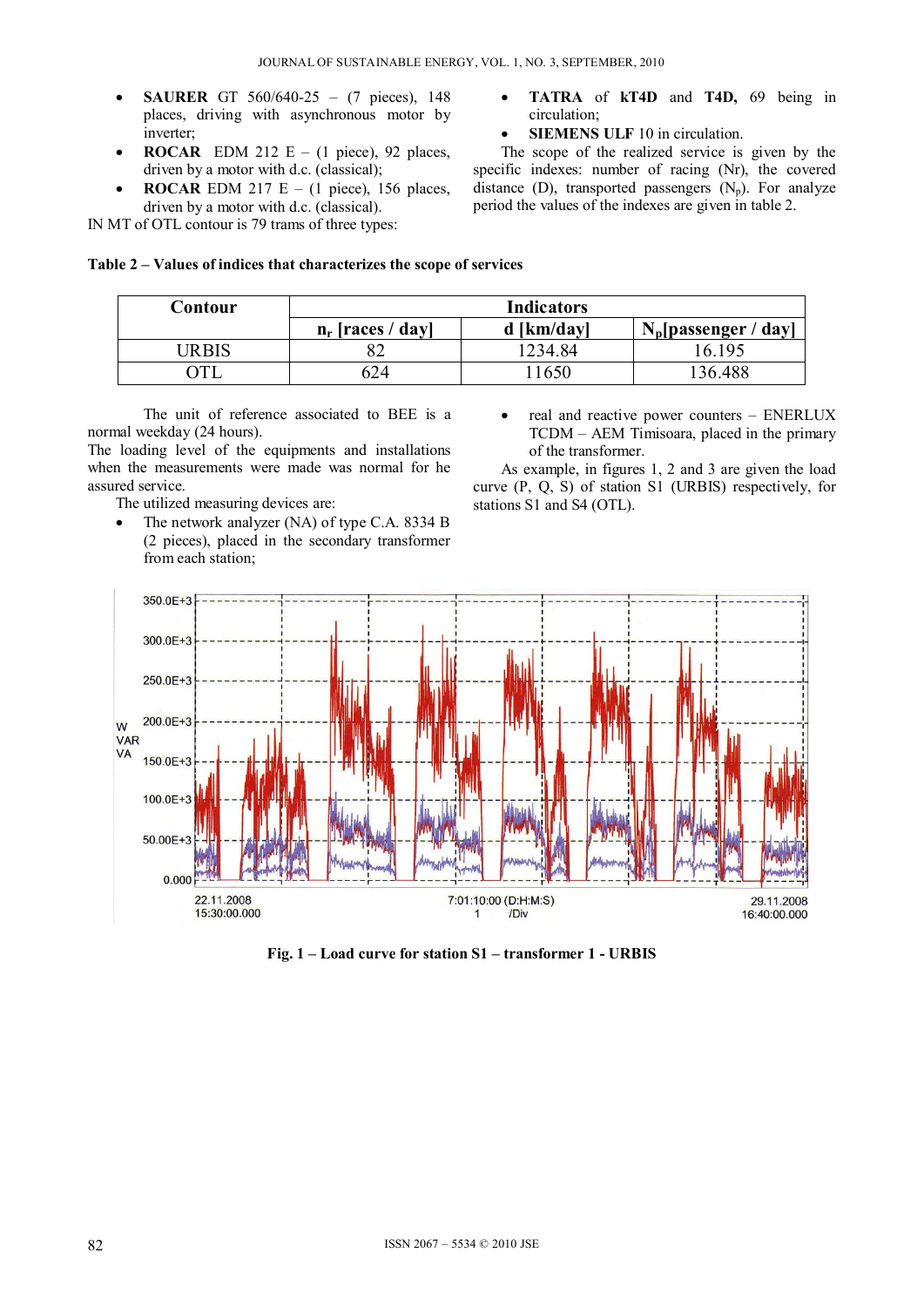- **SAURER** GT 560/640-25 – (7 pieces), 148 places, driving with asynchronous motor by inverter;
- **ROCAR** EDM 212 E – (1 piece), 92 places, driven by a motor with d.c. (classical);
- **ROCAR** EDM 217 E – (1 piece), 156 places, driven by a motor with d.c. (classical).

IN MT of OTL contour is 79 trams of three types:

- **TATRA** of **kT4D** and **T4D,** 69 being in circulation;
- **SIEMENS ULF** 10 in circulation.

The scope of the realized service is given by the specific indexes: number of racing (Nr), the covered distance (D), transported passengers ($N_p$). For analyze period the values of the indexes are given in table 2.

**Table 2 – Values of indices that characterizes the scope of services**

| Contour | Indicators | | |
|---|---|---|---|
| | $n_r$ [races / day] | d [km/day] | $N_p$[passenger / day] |
| URBIS | 82 | 1234.84 | 16.195 |
| OTL | 624 | 11650 | 136.488 |

The unit of reference associated to BEE is a normal weekday (24 hours).

The loading level of the equipments and installations when the measurements were made was normal for he assured service.

The utilized measuring devices are:

- The network analyzer (NA) of type C.A. 8334 B (2 pieces), placed in the secondary transformer from each station;
- real and reactive power counters – ENERLUX TCDM – AEM Timisoara, placed in the primary of the transformer.

As example, in figures 1, 2 and 3 are given the load curve (P, Q, S) of station S1 (URBIS) respectively, for stations S1 and S4 (OTL).

**Fig. 1 – Load curve for station S1 – transformer 1 - URBIS**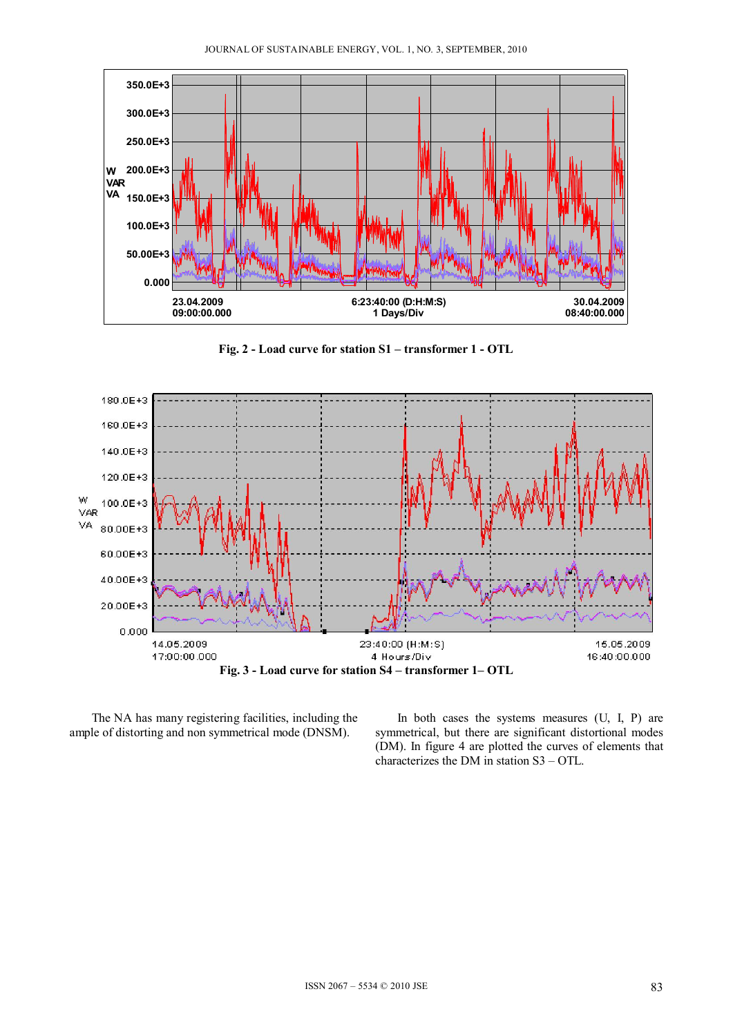Fig. 2 - Load curve for station S1 – transformer 1 - OTL

Fig. 3 - Load curve for station S4 – transformer 1– OTL

The NA has many registering facilities, including the ample of distorting and non symmetrical mode (DNSM).

In both cases the systems measures (U, I, P) are symmetrical, but there are significant distortional modes (DM). In figure 4 are plotted the curves of elements that characterizes the DM in station S3 – OTL.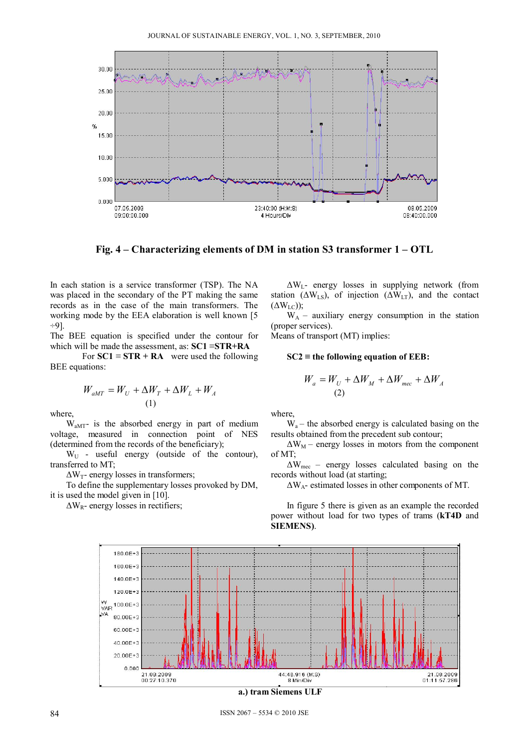**Fig. 4 – Characterizing elements of DM in station S3 transformer 1 – OTL**

In each station is a service transformer (TSP). The NA was placed in the secondary of the PT making the same records as in the case of the main transformers. The working mode by the EEA elaboration is well known [5 ÷9].

The BEE equation is specified under the contour for which will be made the assessment, as: **SC1** ≡**STR+RA**

For **SC1** ≡ **STR + RA** were used the following BEE equations:

$$W_{aMT} = W_U + \Delta W_T + \Delta W_L + W_A \quad (1)$$

where,

$W_{aMT}$- is the absorbed energy in part of medium voltage, measured in connection point of NES (determined from the records of the beneficiary);

$W_U$ - useful energy (outside of the contour), transferred to MT;

$\Delta W_T$- energy losses in transformers;

To define the supplementary losses provoked by DM, it is used the model given in [10].

$\Delta W_R$- energy losses in rectifiers;

$\Delta W_L$- energy losses in supplying network (from station ($\Delta W_{LS}$), of injection ($\Delta W_{LT}$), and the contact ($\Delta W_{LC}$));

$W_A$ – auxiliary energy consumption in the station (proper services).

Means of transport (MT) implies:

**SC2** ≡ **the following equation of EEB:**

$$W_a = W_U + \Delta W_M + \Delta W_{mec} + \Delta W_A \quad (2)$$

where,

$W_a$ – the absorbed energy is calculated basing on the results obtained from the precedent sub contour;

$\Delta W_M$ – energy losses in motors from the component of MT;

$\Delta W_{mec}$ – energy losses calculated basing on the records without load (at starting;

$\Delta W_A$- estimated losses in other components of MT.

In figure 5 there is given as an example the recorded power without load for two types of trams (**kT4D** and **SIEMENS**).

**a.) tram Siemens ULF**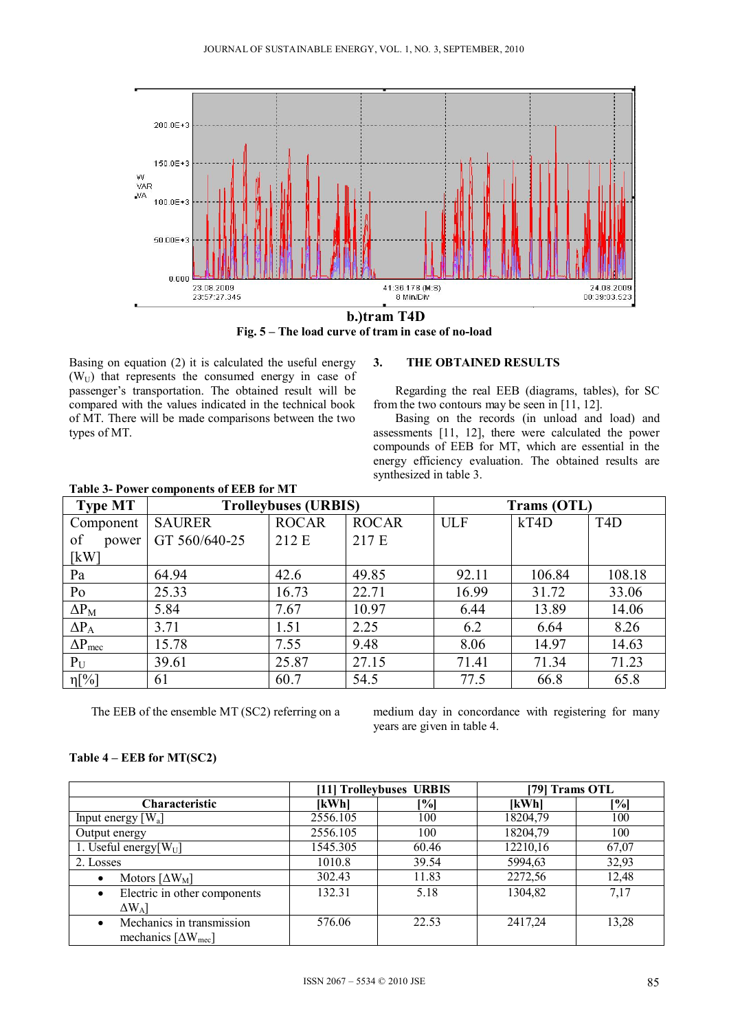b.)tram T4D

**Fig. 5 – The load curve of tram in case of no-load**

Basing on equation (2) it is calculated the useful energy ($W_U$) that represents the consumed energy in case of passenger's transportation. The obtained result will be compared with the values indicated in the technical book of MT. There will be made comparisons between the two types of MT.

## 3. THE OBTAINED RESULTS

Regarding the real EEB (diagrams, tables), for SC from the two contours may be seen in [11, 12].

Basing on the records (in unload and load) and assessments [11, 12], there were calculated the power compounds of EEB for MT, which are essential in the energy efficiency evaluation. The obtained results are synthesized in table 3.

**Table 3- Power components of EEB for MT**

| Type MT | Trolleybuses (URBIS) | | | Trams (OTL) | | |
|---|---|---|---|---|---|---|
| Component of power [kW] | SAURER GT 560/640-25 | ROCAR 212 E | ROCAR 217 E | ULF | kT4D | T4D |
| Pa | 64.94 | 42.6 | 49.85 | 92.11 | 106.84 | 108.18 |
| Po | 25.33 | 16.73 | 22.71 | 16.99 | 31.72 | 33.06 |
| $\Delta P_M$ | 5.84 | 7.67 | 10.97 | 6.44 | 13.89 | 14.06 |
| $\Delta P_A$ | 3.71 | 1.51 | 2.25 | 6.2 | 6.64 | 8.26 |
| $\Delta P_{mec}$ | 15.78 | 7.55 | 9.48 | 8.06 | 14.97 | 14.63 |
| $P_U$ | 39.61 | 25.87 | 27.15 | 71.41 | 71.34 | 71.23 |
| η[%] | 61 | 60.7 | 54.5 | 77.5 | 66.8 | 65.8 |

The EEB of the ensemble MT (SC2) referring on a medium day in concordance with registering for many years are given in table 4.

**Table 4 – EEB for MT(SC2)**

| Characteristic | [11] Trolleybuses URBIS | | [79] Trams OTL | |
|---|---|---|---|---|
| | [kWh] | [%] | [kWh] | [%] |
| Input energy [$W_a$] | 2556.105 | 100 | 18204,79 | 100 |
| Output energy | 2556.105 | 100 | 18204,79 | 100 |
| 1. Useful energy[$W_U$] | 1545.305 | 60.46 | 12210,16 | 67,07 |
| 2. Losses | 1010.8 | 39.54 | 5994,63 | 32,93 |
| • Motors [$\Delta W_M$] | 302.43 | 11.83 | 2272,56 | 12,48 |
| • Electric in other components $\Delta W_A$] | 132.31 | 5.18 | 1304,82 | 7,17 |
| • Mechanics in transmission mechanics [$\Delta W_{mec}$] | 576.06 | 22.53 | 2417,24 | 13,28 |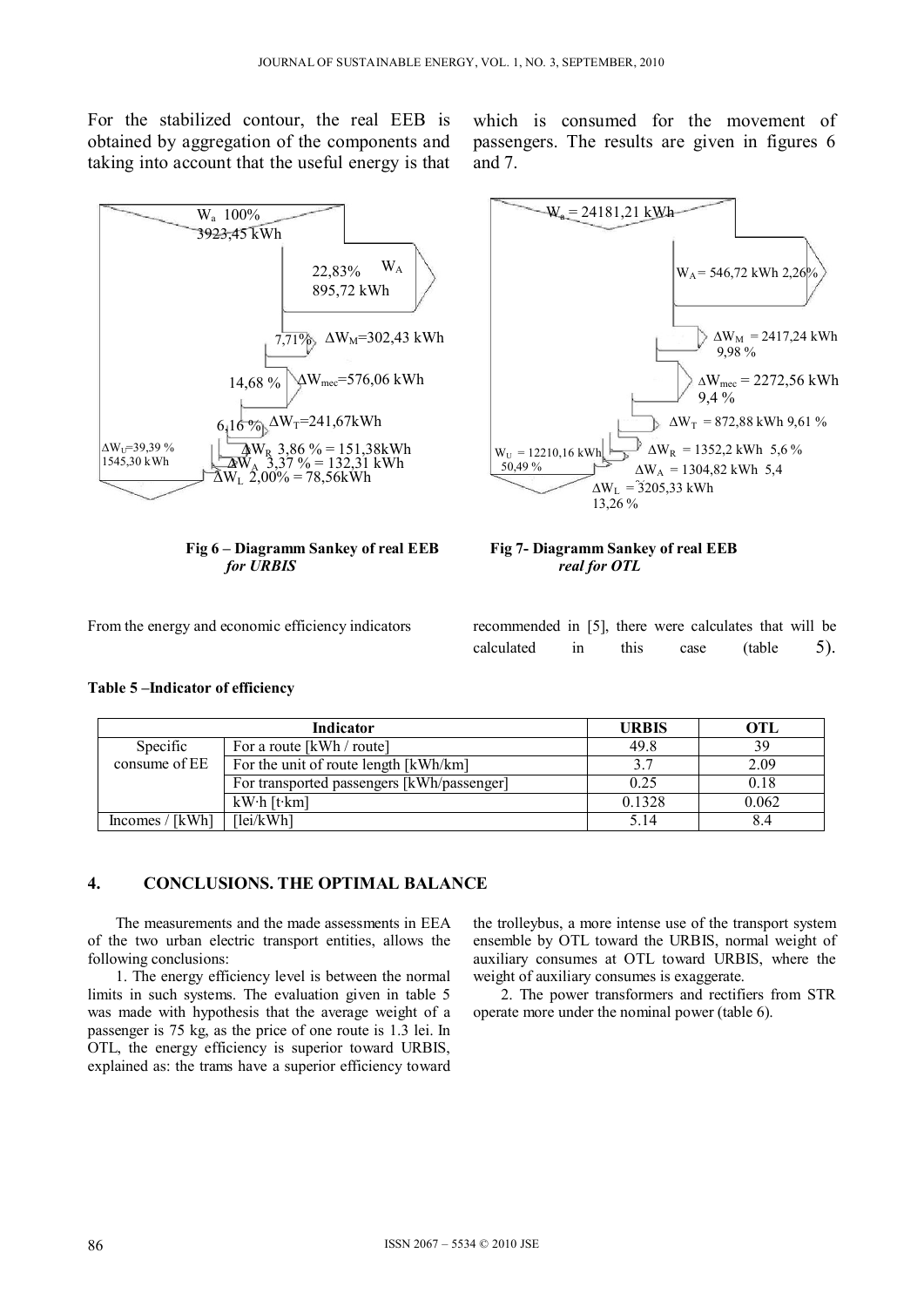For the stabilized contour, the real EEB is obtained by aggregation of the components and taking into account that the useful energy is that which is consumed for the movement of passengers. The results are given in figures 6 and 7.

$W_a$ 100% 3923,45 kWh

22,83% $W_A$ 895,72 kWh

7,71% $\Delta W_M$=302,43 kWh

14,68 % $\Delta W_{mec}$=576,06 kWh

6,16 % $\Delta W_T$=241,67kWh

$\Delta W_U$=39,39 % 1545,30 kWh

$\Delta W_R$ 3,86 % = 151,38kWh

$\Delta W_A$ 3,37 % = 132,31 kWh

$\Delta W_L$ 2,00% = 78,56kWh

**Fig 6 – Diagramm Sankey of real EEB *for URBIS***

$W_a$ = 24181,21 kWh

$W_A$ = 546,72 kWh 2,26%

$\Delta W_M$ = 2417,24 kWh 9,98 %

$\Delta W_{mec}$ = 2272,56 kWh 9,4 %

$\Delta W_T$ = 872,88 kWh 9,61 %

$W_U$ = 12210,16 kWh 50,49 %

$\Delta W_R$ = 1352,2 kWh 5,6 %

$\Delta W_A$ = 1304,82 kWh 5,4

$\Delta W_L$ = 3205,33 kWh 13,26 %

**Fig 7- Diagramm Sankey of real EEB *real for OTL***

From the energy and economic efficiency indicators recommended in [5], there were calculates that will be calculated in this case (table 5).

**Table 5 –Indicator of efficiency**

| Indicator | | URBIS | OTL |
|---|---|---|---|
| Specific consume of EE | For a route [kWh / route] | 49.8 | 39 |
| | For the unit of route length [kWh/km] | 3.7 | 2.09 |
| | For transported passengers [kWh/passenger] | 0.25 | 0.18 |
| | kW·h [t·km] | 0.1328 | 0.062 |
| Incomes / [kWh] | [lei/kWh] | 5.14 | 8.4 |

## 4. CONCLUSIONS. THE OPTIMAL BALANCE

The measurements and the made assessments in EEA of the two urban electric transport entities, allows the following conclusions:

1. The energy efficiency level is between the normal limits in such systems. The evaluation given in table 5 was made with hypothesis that the average weight of a passenger is 75 kg, as the price of one route is 1.3 lei. In OTL, the energy efficiency is superior toward URBIS, explained as: the trams have a superior efficiency toward the trolleybus, a more intense use of the transport system ensemble by OTL toward the URBIS, normal weight of auxiliary consumes at OTL toward URBIS, where the weight of auxiliary consumes is exaggerate.

2. The power transformers and rectifiers from STR operate more under the nominal power (table 6).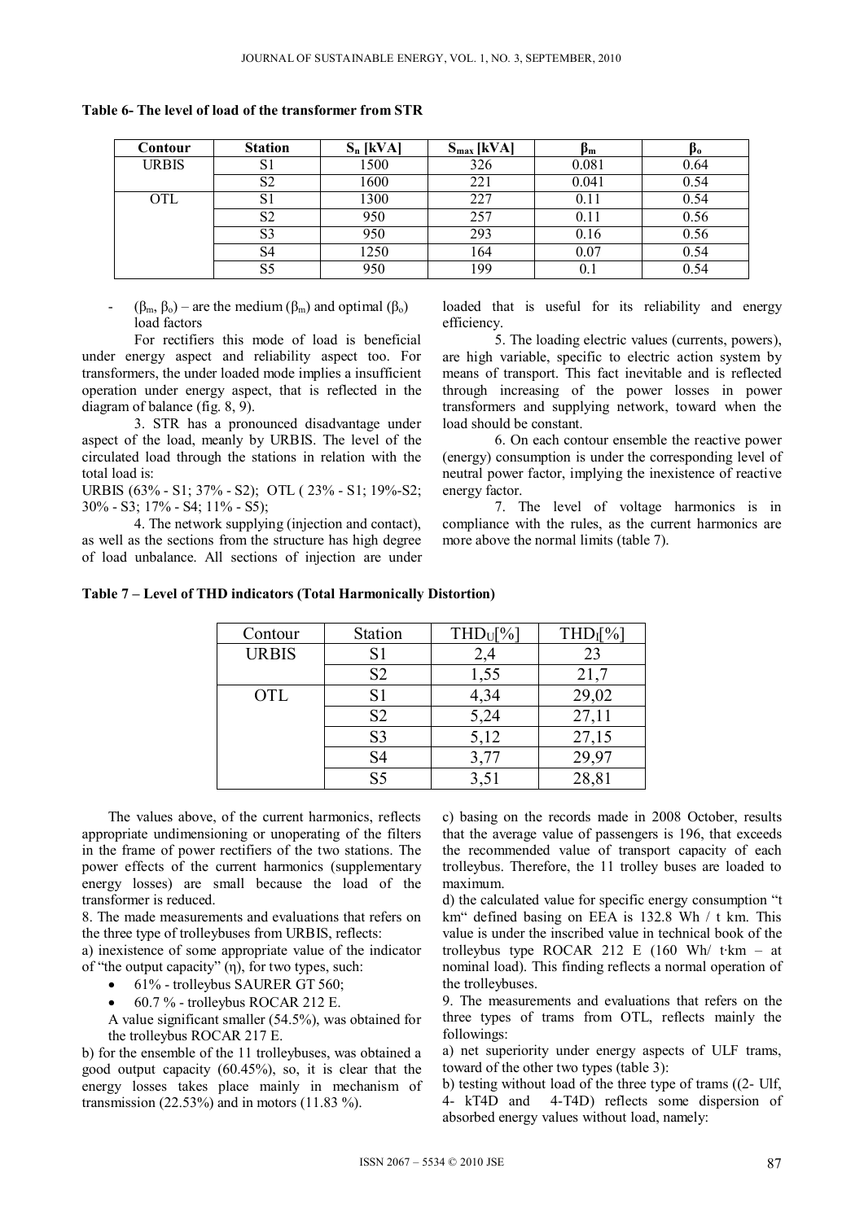**Table 6- The level of load of the transformer from STR**

| Contour | Station | $S_n$ [kVA] | $S_{max}$ [kVA] | $\beta_m$ | $\beta_o$ |
|---|---|---|---|---|---|
| URBIS | S1 | 1500 | 326 | 0.081 | 0.64 |
| | S2 | 1600 | 221 | 0.041 | 0.54 |
| OTL | S1 | 1300 | 227 | 0.11 | 0.54 |
| | S2 | 950 | 257 | 0.11 | 0.56 |
| | S3 | 950 | 293 | 0.16 | 0.56 |
| | S4 | 1250 | 164 | 0.07 | 0.54 |
| | S5 | 950 | 199 | 0.1 | 0.54 |

- ($\beta_m$, $\beta_o$) – are the medium ($\beta_m$) and optimal ($\beta_o$) load factors

For rectifiers this mode of load is beneficial under energy aspect and reliability aspect too. For transformers, the under loaded mode implies a insufficient operation under energy aspect, that is reflected in the diagram of balance (fig. 8, 9).

3. STR has a pronounced disadvantage under aspect of the load, meanly by URBIS. The level of the circulated load through the stations in relation with the total load is:
URBIS (63% - S1; 37% - S2); OTL ( 23% - S1; 19%-S2; 30% - S3; 17% - S4; 11% - S5);

4. The network supplying (injection and contact), as well as the sections from the structure has high degree of load unbalance. All sections of injection are under loaded that is useful for its reliability and energy efficiency.

5. The loading electric values (currents, powers), are high variable, specific to electric action system by means of transport. This fact inevitable and is reflected through increasing of the power losses in power transformers and supplying network, toward when the load should be constant.

6. On each contour ensemble the reactive power (energy) consumption is under the corresponding level of neutral power factor, implying the inexistence of reactive energy factor.

7. The level of voltage harmonics is in compliance with the rules, as the current harmonics are more above the normal limits (table 7).

**Table 7 – Level of THD indicators (Total Harmonically Distortion)**

| Contour | Station | $THD_U$[%] | $THD_I$[%] |
|---|---|---|---|
| URBIS | S1 | 2,4 | 23 |
| | S2 | 1,55 | 21,7 |
| OTL | S1 | 4,34 | 29,02 |
| | S2 | 5,24 | 27,11 |
| | S3 | 5,12 | 27,15 |
| | S4 | 3,77 | 29,97 |
| | S5 | 3,51 | 28,81 |

The values above, of the current harmonics, reflects appropriate undimensioning or unoperating of the filters in the frame of power rectifiers of the two stations. The power effects of the current harmonics (supplementary energy losses) are small because the load of the transformer is reduced.

8. The made measurements and evaluations that refers on the three type of trolleybuses from URBIS, reflects:

a) inexistence of some appropriate value of the indicator of "the output capacity" (η), for two types, such:

- 61% - trolleybus SAURER GT 560;
- 60.7 % - trolleybus ROCAR 212 E.

A value significant smaller (54.5%), was obtained for the trolleybus ROCAR 217 E.

b) for the ensemble of the 11 trolleybuses, was obtained a good output capacity (60.45%), so, it is clear that the energy losses takes place mainly in mechanism of transmission (22.53%) and in motors (11.83 %).

c) basing on the records made in 2008 October, results that the average value of passengers is 196, that exceeds the recommended value of transport capacity of each trolleybus. Therefore, the 11 trolley buses are loaded to maximum.

d) the calculated value for specific energy consumption "t km" defined basing on EEA is 132.8 Wh / t km. This value is under the inscribed value in technical book of the trolleybus type ROCAR 212 E (160 Wh/ t·km – at nominal load). This finding reflects a normal operation of the trolleybuses.

9. The measurements and evaluations that refers on the three types of trams from OTL, reflects mainly the followings:

a) net superiority under energy aspects of ULF trams, toward of the other two types (table 3):

b) testing without load of the three type of trams ((2- Ulf, 4- kT4D and 4-T4D) reflects some dispersion of absorbed energy values without load, namely: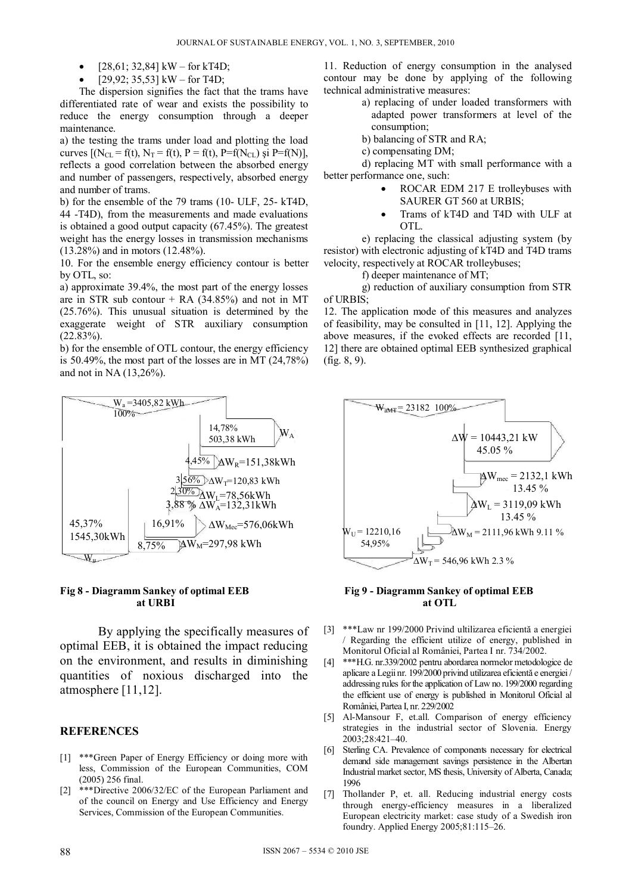- [28,61; 32,84] kW – for kT4D;
- [29,92; 35,53] kW – for T4D;

The dispersion signifies the fact that the trams have differentiated rate of wear and exists the possibility to reduce the energy consumption through a deeper maintenance.

a) the testing the trams under load and plotting the load curves [($N_{CL} = f(t)$, $N_T = f(t)$, $P = f(t)$, $P=f(N_{CL})$ şi $P=f(N)$], reflects a good correlation between the absorbed energy and number of passengers, respectively, absorbed energy and number of trams.

b) for the ensemble of the 79 trams (10- ULF, 25- kT4D, 44 -T4D), from the measurements and made evaluations is obtained a good output capacity (67.45%). The greatest weight has the energy losses in transmission mechanisms (13.28%) and in motors (12.48%).

10. For the ensemble energy efficiency contour is better by OTL, so:

a) approximate 39.4%, the most part of the energy losses are in STR sub contour + RA (34.85%) and not in MT (25.76%). This unusual situation is determined by the exaggerate weight of STR auxiliary consumption (22.83%).

b) for the ensemble of OTL contour, the energy efficiency is 50.49%, the most part of the losses are in MT (24,78%) and not in NA (13,26%).

Fig 8 - Diagramm Sankey of optimal EEB at URBI

By applying the specifically measures of optimal EEB, it is obtained the impact reducing on the environment, and results in diminishing quantities of noxious discharged into the atmosphere [11,12].

11. Reduction of energy consumption in the analysed contour may be done by applying of the following technical administrative measures:

a) replacing of under loaded transformers with adapted power transformers at level of the consumption;

b) balancing of STR and RA;

c) compensating DM;

d) replacing MT with small performance with a better performance one, such:

- ROCAR EDM 217 E trolleybuses with SAURER GT 560 at URBIS;
- Trams of kT4D and T4D with ULF at OTL.

e) replacing the classical adjusting system (by resistor) with electronic adjusting of kT4D and T4D trams velocity, respectively at ROCAR trolleybuses;

f) deeper maintenance of MT;

g) reduction of auxiliary consumption from STR of URBIS;

12. The application mode of this measures and analyzes of feasibility, may be consulted in [11, 12]. Applying the above measures, if the evoked effects are recorded [11, 12] there are obtained optimal EEB synthesized graphical (fig. 8, 9).

Fig 9 - Diagramm Sankey of optimal EEB at OTL

## REFERENCES

[1] ***Green Paper of Energy Efficiency or doing more with less, Commission of the European Communities, COM (2005) 256 final.

[2] ***Directive 2006/32/EC of the European Parliament and of the council on Energy and Use Efficiency and Energy Services, Commission of the European Communities.

[3] ***Law nr 199/2000 Privind ultilizarea eficientă a energiei / Regarding the efficient utilize of energy, published in Monitorul Oficial al României, Partea I nr. 734/2002.

[4] ***H.G. nr.339/2002 pentru abordarea normelor metodologice de aplicare a Legii nr. 199/2000 privind utilizarea eficientă e energiei / addressing rules for the application of Law no. 199/2000 regarding the efficient use of energy is published in Monitorul Oficial al României, Partea I, nr. 229/2002

[5] Al-Mansour F, et.all. Comparison of energy efficiency strategies in the industrial sector of Slovenia. Energy 2003;28:421–40.

[6] Sterling CA. Prevalence of components necessary for electrical demand side management savings persistence in the Albertan Industrial market sector, MS thesis, University of Alberta, Canada; 1996

[7] Thollander P, et. all. Reducing industrial energy costs through energy-efficiency measures in a liberalized European electricity market: case study of a Swedish iron foundry. Applied Energy 2005;81:115–26.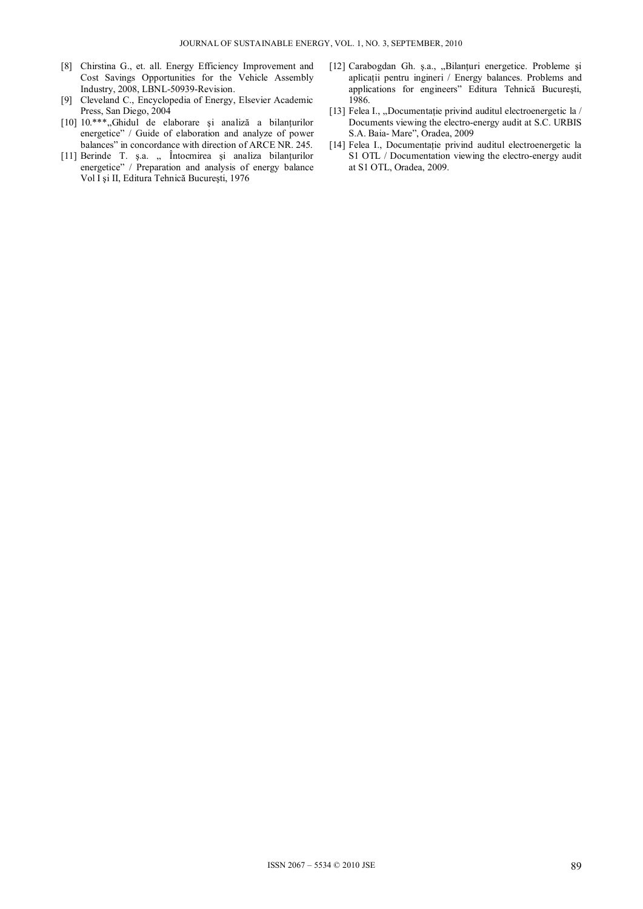[8] Chirstina G., et. all. Energy Efficiency Improvement and Cost Savings Opportunities for the Vehicle Assembly Industry, 2008, LBNL-50939-Revision.

[9] Cleveland C., Encyclopedia of Energy, Elsevier Academic Press, San Diego, 2004

[10] 10.***„Ghidul de elaborare şi analiză a bilanțurilor energetice" / Guide of elaboration and analyze of power balances" in concordance with direction of ARCE NR. 245.

[11] Berinde T. ş.a. „ Întocmirea şi analiza bilanțurilor energetice" / Preparation and analysis of energy balance Vol I şi II, Editura Tehnică Bucureşti, 1976

[12] Carabogdan Gh. ş.a., „Bilanțuri energetice. Probleme şi aplicaţii pentru ingineri / Energy balances. Problems and applications for engineers" Editura Tehnică Bucureşti, 1986.

[13] Felea I., „Documentație privind auditul electroenergetic la / Documents viewing the electro-energy audit at S.C. URBIS S.A. Baia- Mare", Oradea, 2009

[14] Felea I., Documentație privind auditul electroenergetic la S1 OTL / Documentation viewing the electro-energy audit at S1 OTL, Oradea, 2009.